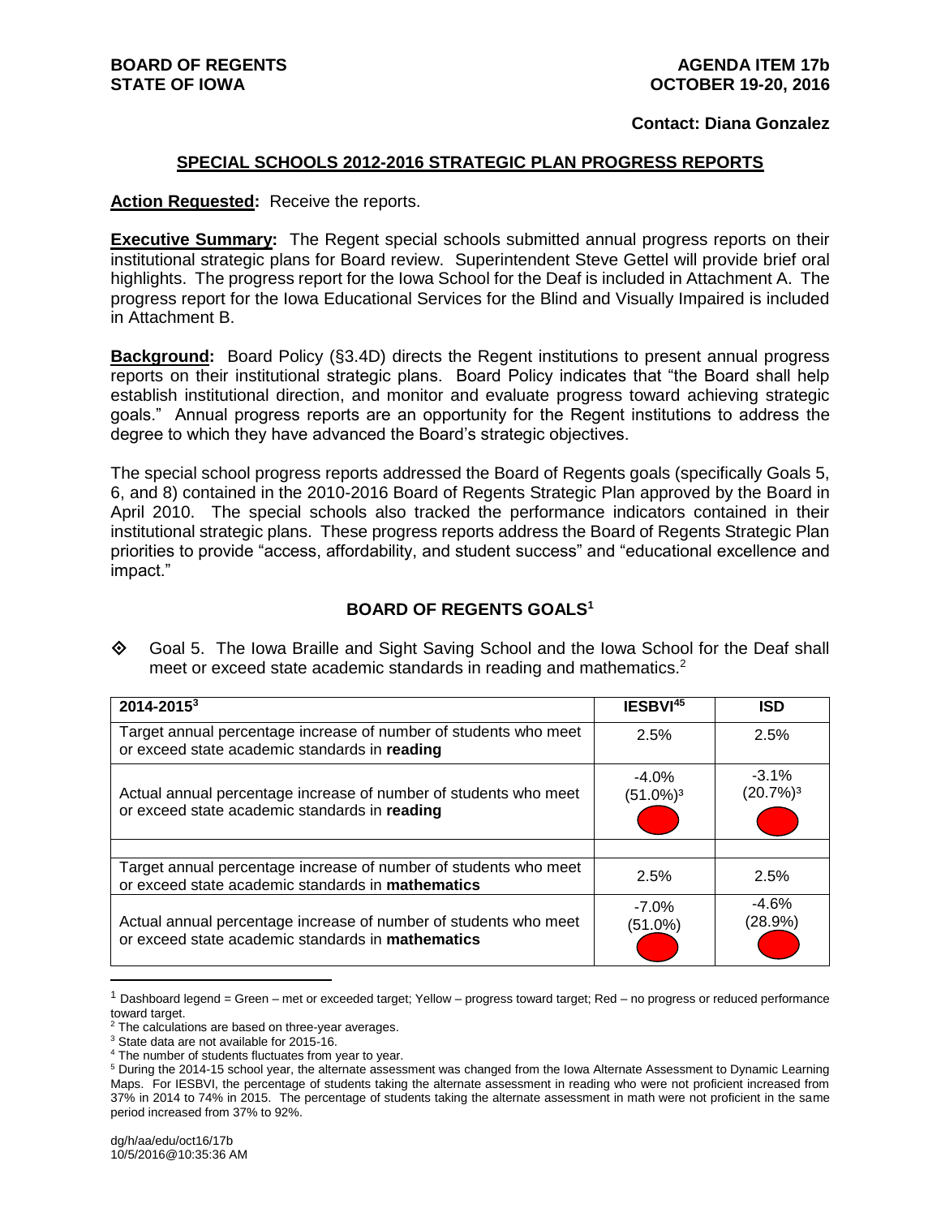**BOARD OF REGENTS**
**STATE OF IOWA**

**AGENDA ITEM 17b**
**OCTOBER 19-20, 2016**

**Contact: Diana Gonzalez**

## SPECIAL SCHOOLS 2012-2016 STRATEGIC PLAN PROGRESS REPORTS

**Action Requested:** Receive the reports.

**Executive Summary:** The Regent special schools submitted annual progress reports on their institutional strategic plans for Board review. Superintendent Steve Gettel will provide brief oral highlights. The progress report for the Iowa School for the Deaf is included in Attachment A. The progress report for the Iowa Educational Services for the Blind and Visually Impaired is included in Attachment B.

**Background:** Board Policy (§3.4D) directs the Regent institutions to present annual progress reports on their institutional strategic plans. Board Policy indicates that "the Board shall help establish institutional direction, and monitor and evaluate progress toward achieving strategic goals." Annual progress reports are an opportunity for the Regent institutions to address the degree to which they have advanced the Board's strategic objectives.

The special school progress reports addressed the Board of Regents goals (specifically Goals 5, 6, and 8) contained in the 2010-2016 Board of Regents Strategic Plan approved by the Board in April 2010. The special schools also tracked the performance indicators contained in their institutional strategic plans. These progress reports address the Board of Regents Strategic Plan priorities to provide "access, affordability, and student success" and "educational excellence and impact."

### BOARD OF REGENTS GOALS[1]

◈ Goal 5. The Iowa Braille and Sight Saving School and the Iowa School for the Deaf shall meet or exceed state academic standards in reading and mathematics.[2]

| 2014-2015[3] | IESBVI[45] | ISD |
|---|---|---|
| Target annual percentage increase of number of students who meet or exceed state academic standards in **reading** | 2.5% | 2.5% |
| Actual annual percentage increase of number of students who meet or exceed state academic standards in **reading** | -4.0% (51.0%)[3] (Red) | -3.1% (20.7%)[3] (Red) |
| | | |
| Target annual percentage increase of number of students who meet or exceed state academic standards in **mathematics** | 2.5% | 2.5% |
| Actual annual percentage increase of number of students who meet or exceed state academic standards in **mathematics** | -7.0% (51.0%) (Red) | -4.6% (28.9%) (Red) |

[1] Dashboard legend = Green – met or exceeded target; Yellow – progress toward target; Red – no progress or reduced performance toward target.

[2] The calculations are based on three-year averages.

[3] State data are not available for 2015-16.

[4] The number of students fluctuates from year to year.

[5] During the 2014-15 school year, the alternate assessment was changed from the Iowa Alternate Assessment to Dynamic Learning Maps. For IESBVI, the percentage of students taking the alternate assessment in reading who were not proficient increased from 37% in 2014 to 74% in 2015. The percentage of students taking the alternate assessment in math were not proficient in the same period increased from 37% to 92%.

dg/h/aa/edu/oct16/17b
10/5/2016@10:35:36 AM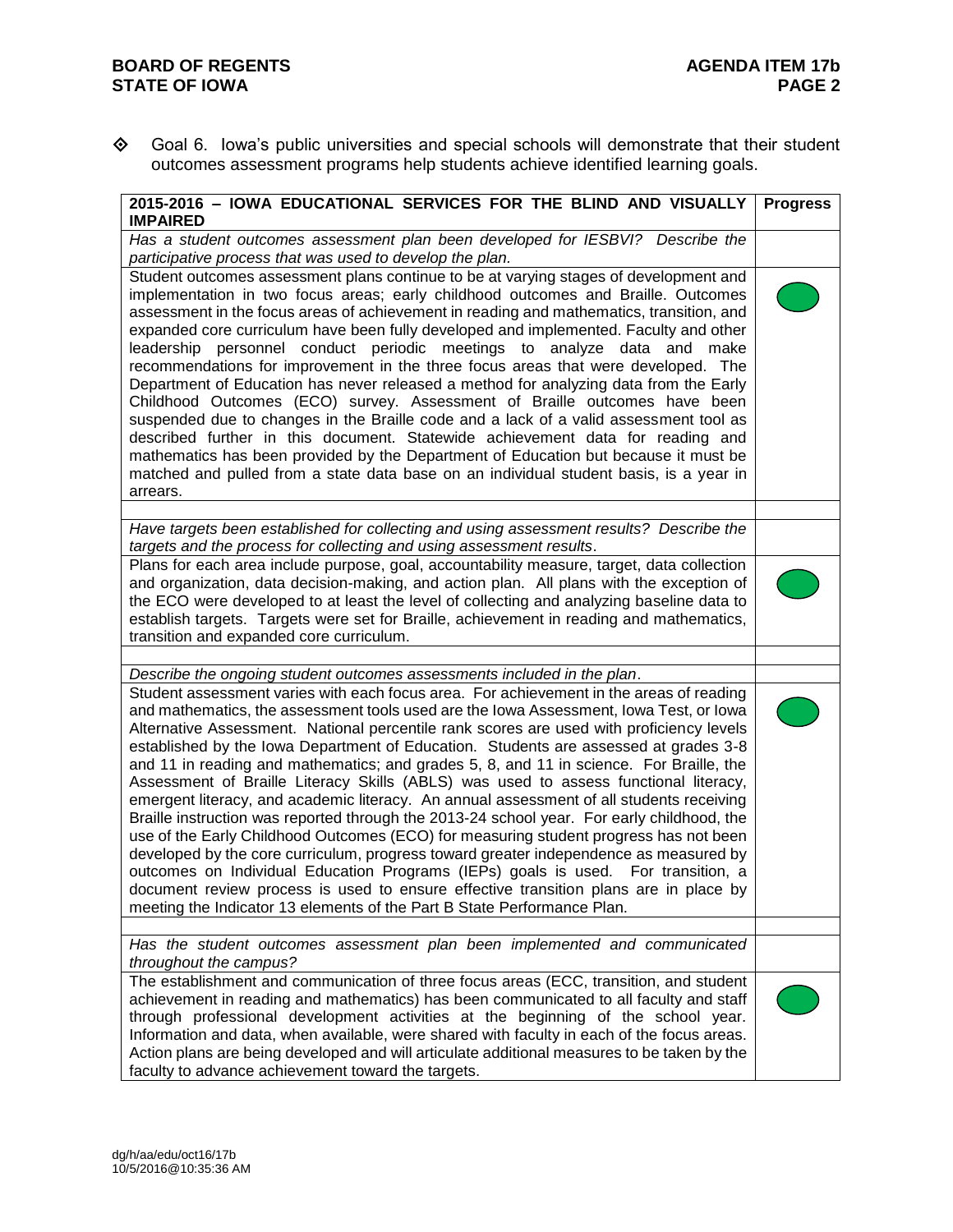◈ Goal 6. Iowa's public universities and special schools will demonstrate that their student outcomes assessment programs help students achieve identified learning goals.

| 2015-2016 – IOWA EDUCATIONAL SERVICES FOR THE BLIND AND VISUALLY IMPAIRED | Progress |
|---|---|
| *Has a student outcomes assessment plan been developed for IESBVI? Describe the participative process that was used to develop the plan.* | |
| Student outcomes assessment plans continue to be at varying stages of development and implementation in two focus areas; early childhood outcomes and Braille. Outcomes assessment in the focus areas of achievement in reading and mathematics, transition, and expanded core curriculum have been fully developed and implemented. Faculty and other leadership personnel conduct periodic meetings to analyze data and make recommendations for improvement in the three focus areas that were developed. The Department of Education has never released a method for analyzing data from the Early Childhood Outcomes (ECO) survey. Assessment of Braille outcomes have been suspended due to changes in the Braille code and a lack of a valid assessment tool as described further in this document. Statewide achievement data for reading and mathematics has been provided by the Department of Education but because it must be matched and pulled from a state data base on an individual student basis, is a year in arrears. | Green |
| | |
| *Have targets been established for collecting and using assessment results? Describe the targets and the process for collecting and using assessment results.* | |
| Plans for each area include purpose, goal, accountability measure, target, data collection and organization, data decision-making, and action plan. All plans with the exception of the ECO were developed to at least the level of collecting and analyzing baseline data to establish targets. Targets were set for Braille, achievement in reading and mathematics, transition and expanded core curriculum. | Green |
| | |
| *Describe the ongoing student outcomes assessments included in the plan.* | |
| Student assessment varies with each focus area. For achievement in the areas of reading and mathematics, the assessment tools used are the Iowa Assessment, Iowa Test, or Iowa Alternative Assessment. National percentile rank scores are used with proficiency levels established by the Iowa Department of Education. Students are assessed at grades 3-8 and 11 in reading and mathematics; and grades 5, 8, and 11 in science. For Braille, the Assessment of Braille Literacy Skills (ABLS) was used to assess functional literacy, emergent literacy, and academic literacy. An annual assessment of all students receiving Braille instruction was reported through the 2013-24 school year. For early childhood, the use of the Early Childhood Outcomes (ECO) for measuring student progress has not been developed by the core curriculum, progress toward greater independence as measured by outcomes on Individual Education Programs (IEPs) goals is used. For transition, a document review process is used to ensure effective transition plans are in place by meeting the Indicator 13 elements of the Part B State Performance Plan. | Green |
| | |
| *Has the student outcomes assessment plan been implemented and communicated throughout the campus?* | |
| The establishment and communication of three focus areas (ECC, transition, and student achievement in reading and mathematics) has been communicated to all faculty and staff through professional development activities at the beginning of the school year. Information and data, when available, were shared with faculty in each of the focus areas. Action plans are being developed and will articulate additional measures to be taken by the faculty to advance achievement toward the targets. | Green |

dg/h/aa/edu/oct16/17b
10/5/2016@10:35:36 AM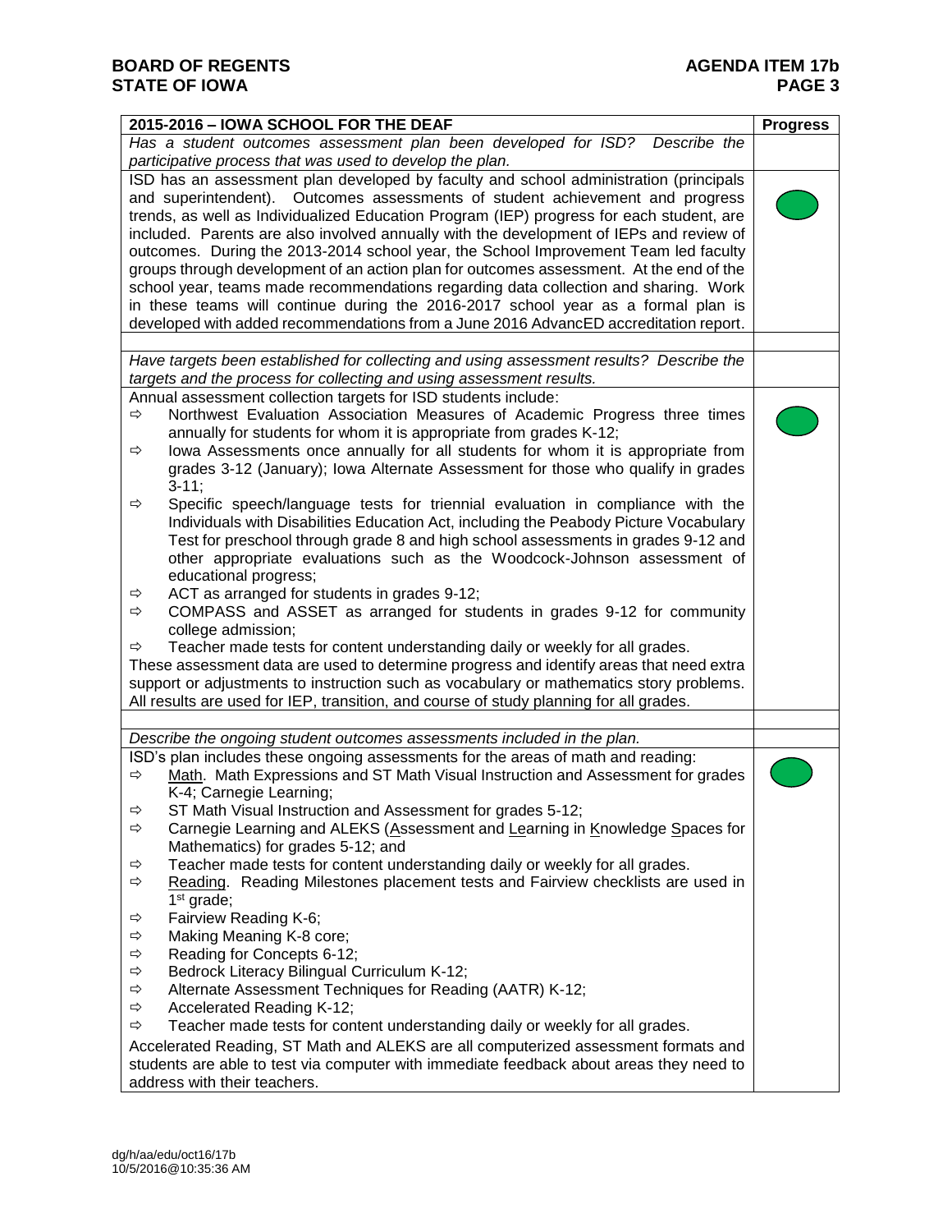| 2015-2016 – IOWA SCHOOL FOR THE DEAF | Progress |
|---|---|
| *Has a student outcomes assessment plan been developed for ISD? Describe the participative process that was used to develop the plan.* | |
| ISD has an assessment plan developed by faculty and school administration (principals and superintendent). Outcomes assessments of student achievement and progress trends, as well as Individualized Education Program (IEP) progress for each student, are included. Parents are also involved annually with the development of IEPs and review of outcomes. During the 2013-2014 school year, the School Improvement Team led faculty groups through development of an action plan for outcomes assessment. At the end of the school year, teams made recommendations regarding data collection and sharing. Work in these teams will continue during the 2016-2017 school year as a formal plan is developed with added recommendations from a June 2016 AdvancED accreditation report. | ● |
| | |
| *Have targets been established for collecting and using assessment results? Describe the targets and the process for collecting and using assessment results.* | |
| Annual assessment collection targets for ISD students include:<br>⇨ Northwest Evaluation Association Measures of Academic Progress three times annually for students for whom it is appropriate from grades K-12;<br>⇨ Iowa Assessments once annually for all students for whom it is appropriate from grades 3-12 (January); Iowa Alternate Assessment for those who qualify in grades 3-11;<br>⇨ Specific speech/language tests for triennial evaluation in compliance with the Individuals with Disabilities Education Act, including the Peabody Picture Vocabulary Test for preschool through grade 8 and high school assessments in grades 9-12 and other appropriate evaluations such as the Woodcock-Johnson assessment of educational progress;<br>⇨ ACT as arranged for students in grades 9-12;<br>⇨ COMPASS and ASSET as arranged for students in grades 9-12 for community college admission;<br>⇨ Teacher made tests for content understanding daily or weekly for all grades.<br>These assessment data are used to determine progress and identify areas that need extra support or adjustments to instruction such as vocabulary or mathematics story problems. All results are used for IEP, transition, and course of study planning for all grades. | ● |
| | |
| *Describe the ongoing student outcomes assessments included in the plan.* | |
| ISD's plan includes these ongoing assessments for the areas of math and reading:<br>⇨ Math. Math Expressions and ST Math Visual Instruction and Assessment for grades K-4; Carnegie Learning;<br>⇨ ST Math Visual Instruction and Assessment for grades 5-12;<br>⇨ Carnegie Learning and ALEKS (Assessment and Learning in Knowledge Spaces for Mathematics) for grades 5-12; and<br>⇨ Teacher made tests for content understanding daily or weekly for all grades.<br>⇨ Reading. Reading Milestones placement tests and Fairview checklists are used in 1st grade;<br>⇨ Fairview Reading K-6;<br>⇨ Making Meaning K-8 core;<br>⇨ Reading for Concepts 6-12;<br>⇨ Bedrock Literacy Bilingual Curriculum K-12;<br>⇨ Alternate Assessment Techniques for Reading (AATR) K-12;<br>⇨ Accelerated Reading K-12;<br>⇨ Teacher made tests for content understanding daily or weekly for all grades.<br>Accelerated Reading, ST Math and ALEKS are all computerized assessment formats and students are able to test via computer with immediate feedback about areas they need to address with their teachers. | ● |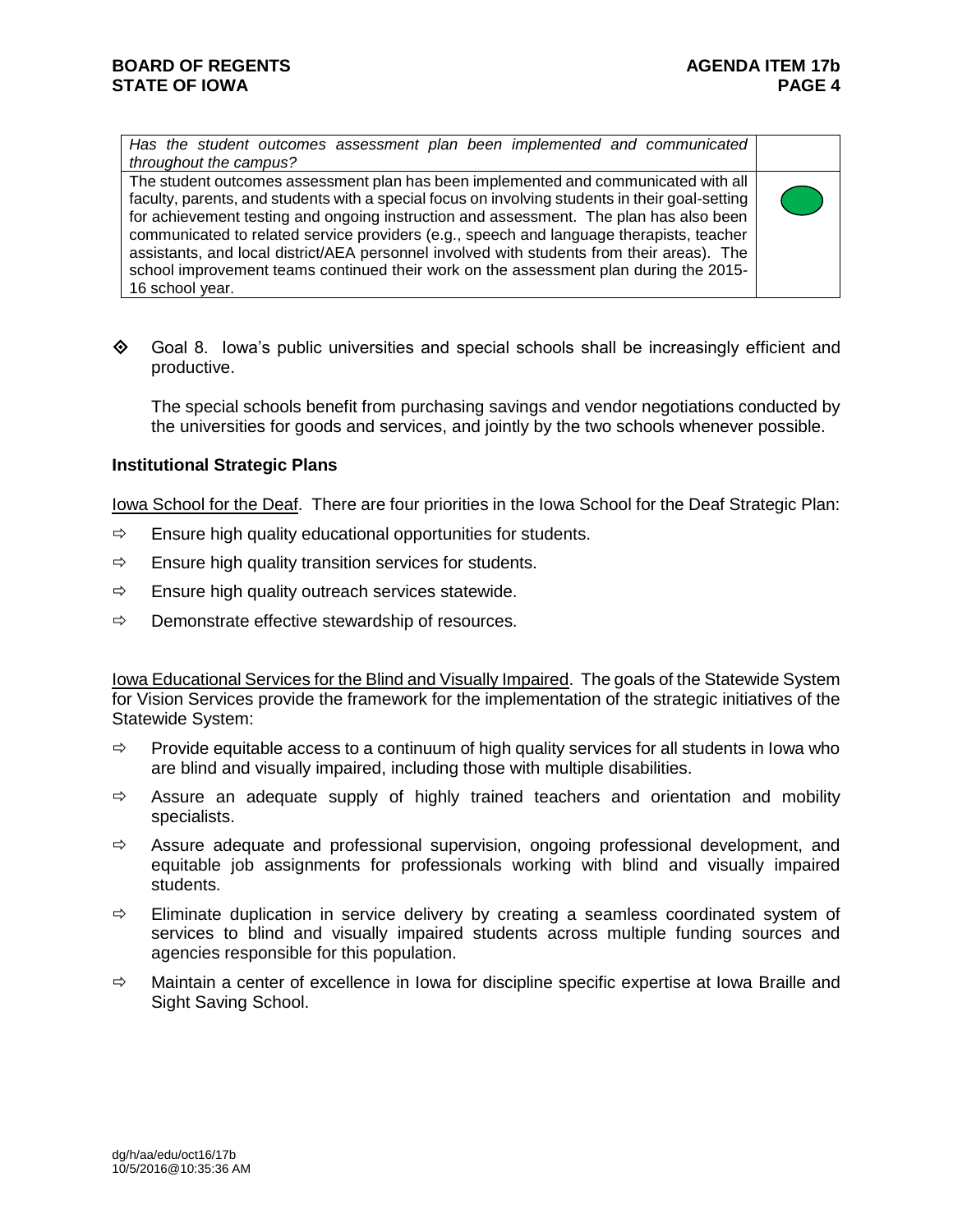| *Has the student outcomes assessment plan been implemented and communicated throughout the campus?* | |
|---|---|
| The student outcomes assessment plan has been implemented and communicated with all faculty, parents, and students with a special focus on involving students in their goal-setting for achievement testing and ongoing instruction and assessment. The plan has also been communicated to related service providers (e.g., speech and language therapists, teacher assistants, and local district/AEA personnel involved with students from their areas). The school improvement teams continued their work on the assessment plan during the 2015-16 school year. | ● |

◈ Goal 8. Iowa's public universities and special schools shall be increasingly efficient and productive.

The special schools benefit from purchasing savings and vendor negotiations conducted by the universities for goods and services, and jointly by the two schools whenever possible.

**Institutional Strategic Plans**

Iowa School for the Deaf. There are four priorities in the Iowa School for the Deaf Strategic Plan:

- ⇨ Ensure high quality educational opportunities for students.
- ⇨ Ensure high quality transition services for students.
- ⇨ Ensure high quality outreach services statewide.
- ⇨ Demonstrate effective stewardship of resources.

Iowa Educational Services for the Blind and Visually Impaired. The goals of the Statewide System for Vision Services provide the framework for the implementation of the strategic initiatives of the Statewide System:

- ⇨ Provide equitable access to a continuum of high quality services for all students in Iowa who are blind and visually impaired, including those with multiple disabilities.
- ⇨ Assure an adequate supply of highly trained teachers and orientation and mobility specialists.
- ⇨ Assure adequate and professional supervision, ongoing professional development, and equitable job assignments for professionals working with blind and visually impaired students.
- ⇨ Eliminate duplication in service delivery by creating a seamless coordinated system of services to blind and visually impaired students across multiple funding sources and agencies responsible for this population.
- ⇨ Maintain a center of excellence in Iowa for discipline specific expertise at Iowa Braille and Sight Saving School.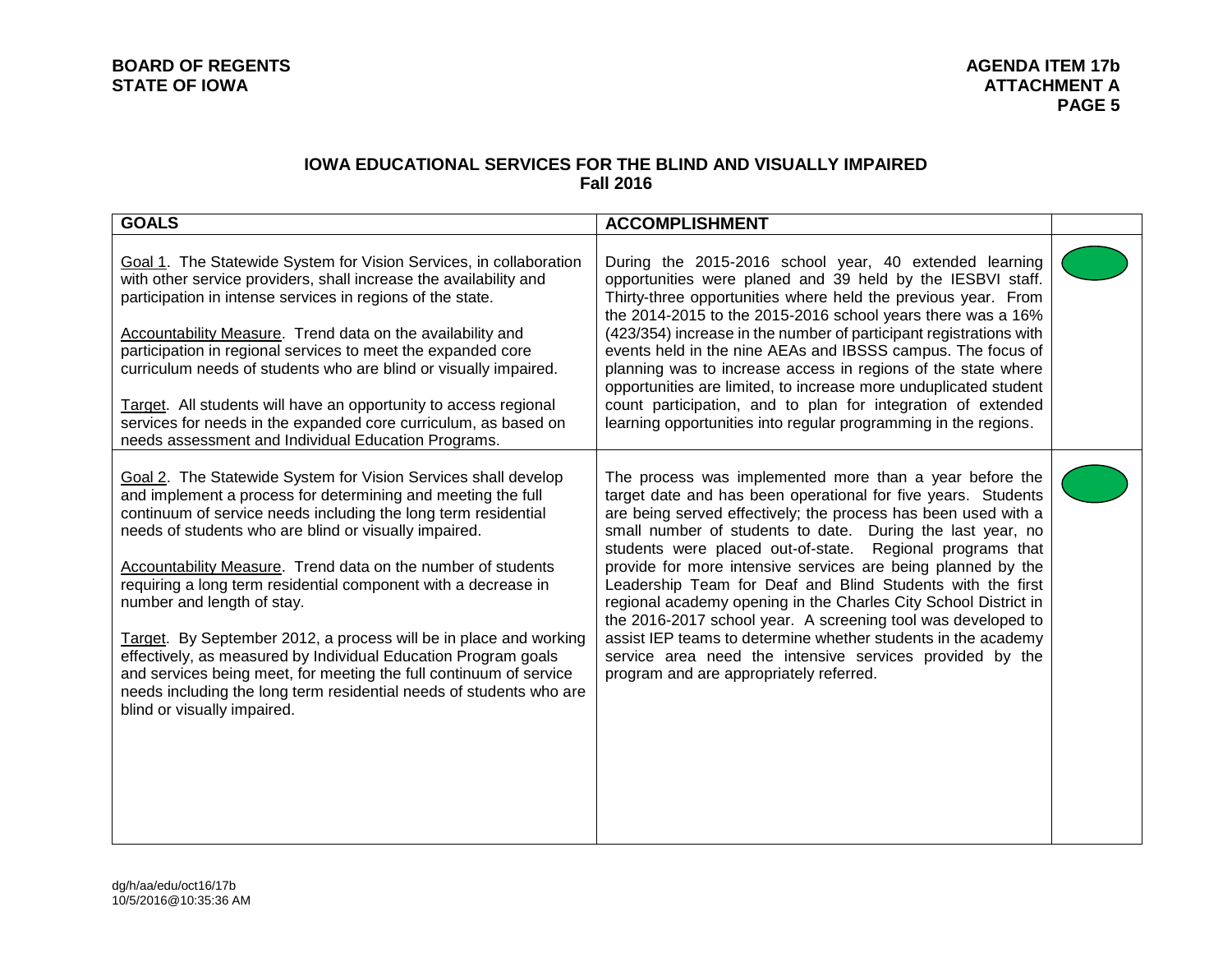**BOARD OF REGENTS**
**STATE OF IOWA**

**AGENDA ITEM 17b**
**ATTACHMENT A**
**PAGE 5**

## IOWA EDUCATIONAL SERVICES FOR THE BLIND AND VISUALLY IMPAIRED
## Fall 2016

| GOALS | ACCOMPLISHMENT | |
|---|---|---|
| Goal 1. The Statewide System for Vision Services, in collaboration with other service providers, shall increase the availability and participation in intense services in regions of the state.<br><br>Accountability Measure. Trend data on the availability and participation in regional services to meet the expanded core curriculum needs of students who are blind or visually impaired.<br><br>Target. All students will have an opportunity to access regional services for needs in the expanded core curriculum, as based on needs assessment and Individual Education Programs. | During the 2015-2016 school year, 40 extended learning opportunities were planed and 39 held by the IESBVI staff. Thirty-three opportunities where held the previous year. From the 2014-2015 to the 2015-2016 school years there was a 16% (423/354) increase in the number of participant registrations with events held in the nine AEAs and IBSSS campus. The focus of planning was to increase access in regions of the state where opportunities are limited, to increase more unduplicated student count participation, and to plan for integration of extended learning opportunities into regular programming in the regions. | Green |
| Goal 2. The Statewide System for Vision Services shall develop and implement a process for determining and meeting the full continuum of service needs including the long term residential needs of students who are blind or visually impaired.<br><br>Accountability Measure. Trend data on the number of students requiring a long term residential component with a decrease in number and length of stay.<br><br>Target. By September 2012, a process will be in place and working effectively, as measured by Individual Education Program goals and services being meet, for meeting the full continuum of service needs including the long term residential needs of students who are blind or visually impaired. | The process was implemented more than a year before the target date and has been operational for five years. Students are being served effectively; the process has been used with a small number of students to date. During the last year, no students were placed out-of-state. Regional programs that provide for more intensive services are being planned by the Leadership Team for Deaf and Blind Students with the first regional academy opening in the Charles City School District in the 2016-2017 school year. A screening tool was developed to assist IEP teams to determine whether students in the academy service area need the intensive services provided by the program and are appropriately referred. | Green |

dg/h/aa/edu/oct16/17b
10/5/2016@10:35:36 AM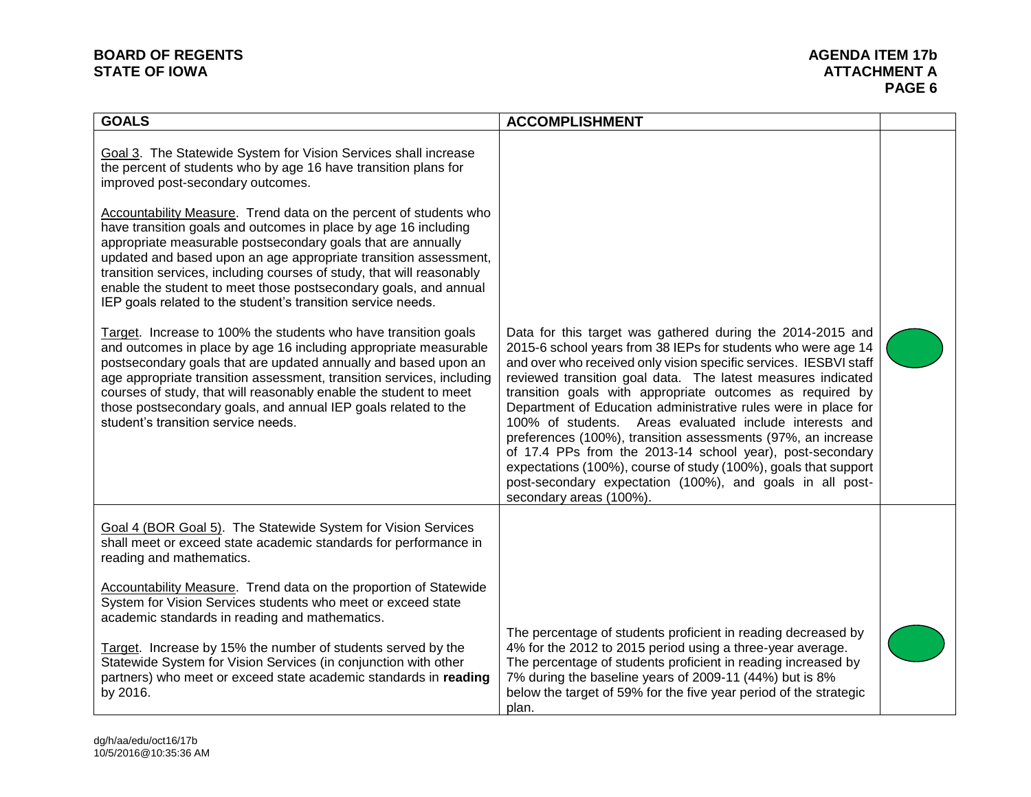| GOALS | ACCOMPLISHMENT | |
|---|---|---|
| Goal 3. The Statewide System for Vision Services shall increase the percent of students who by age 16 have transition plans for improved post-secondary outcomes.<br><br>Accountability Measure. Trend data on the percent of students who have transition goals and outcomes in place by age 16 including appropriate measurable postsecondary goals that are annually updated and based upon an age appropriate transition assessment, transition services, including courses of study, that will reasonably enable the student to meet those postsecondary goals, and annual IEP goals related to the student's transition service needs.<br><br>Target. Increase to 100% the students who have transition goals and outcomes in place by age 16 including appropriate measurable postsecondary goals that are updated annually and based upon an age appropriate transition assessment, transition services, including courses of study, that will reasonably enable the student to meet those postsecondary goals, and annual IEP goals related to the student's transition service needs. | Data for this target was gathered during the 2014-2015 and 2015-6 school years from 38 IEPs for students who were age 14 and over who received only vision specific services. IESBVI staff reviewed transition goal data. The latest measures indicated transition goals with appropriate outcomes as required by Department of Education administrative rules were in place for 100% of students. Areas evaluated include interests and preferences (100%), transition assessments (97%, an increase of 17.4 PPs from the 2013-14 school year), post-secondary expectations (100%), course of study (100%), goals that support post-secondary expectation (100%), and goals in all post-secondary areas (100%). | |
| Goal 4 (BOR Goal 5). The Statewide System for Vision Services shall meet or exceed state academic standards for performance in reading and mathematics.<br><br>Accountability Measure. Trend data on the proportion of Statewide System for Vision Services students who meet or exceed state academic standards in reading and mathematics.<br><br>Target. Increase by 15% the number of students served by the Statewide System for Vision Services (in conjunction with other partners) who meet or exceed state academic standards in **reading** by 2016. | The percentage of students proficient in reading decreased by 4% for the 2012 to 2015 period using a three-year average. The percentage of students proficient in reading increased by 7% during the baseline years of 2009-11 (44%) but is 8% below the target of 59% for the five year period of the strategic plan. | |

dg/h/aa/edu/oct16/17b
10/5/2016@10:35:36 AM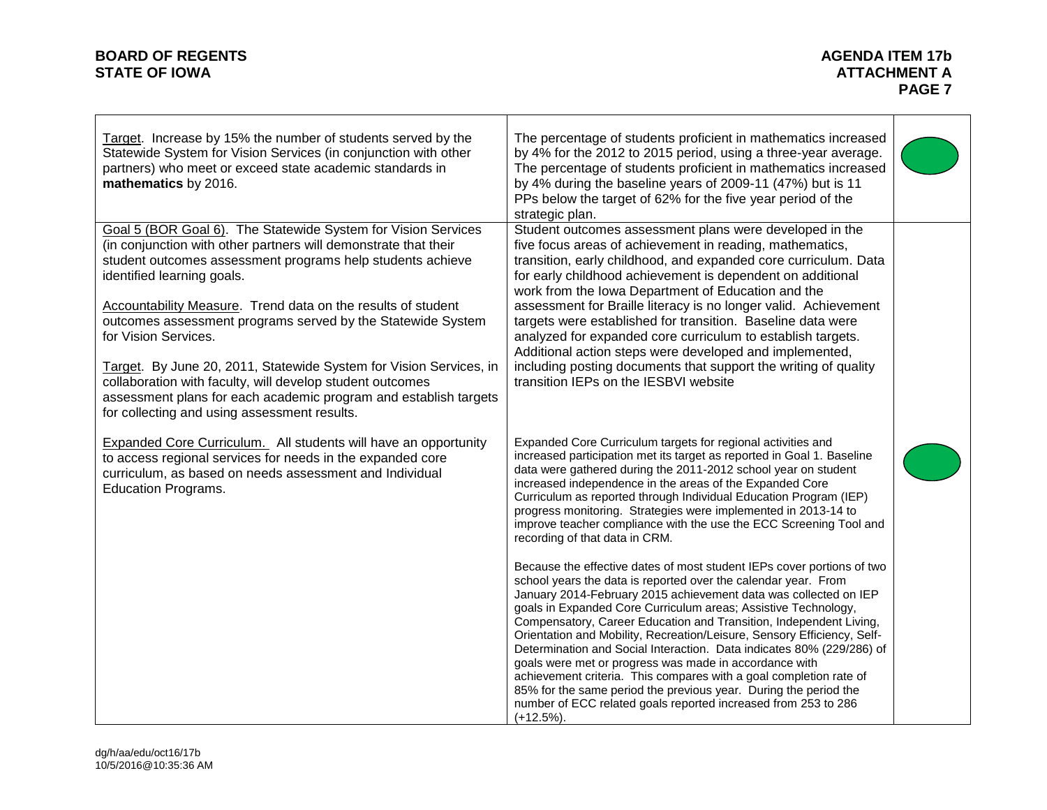| | | |
|---|---|---|
| Target. Increase by 15% the number of students served by the Statewide System for Vision Services (in conjunction with other partners) who meet or exceed state academic standards in **mathematics** by 2016. | The percentage of students proficient in mathematics increased by 4% for the 2012 to 2015 period, using a three-year average. The percentage of students proficient in mathematics increased by 4% during the baseline years of 2009-11 (47%) but is 11 PPs below the target of 62% for the five year period of the strategic plan. | Green |
| Goal 5 (BOR Goal 6). The Statewide System for Vision Services (in conjunction with other partners will demonstrate that their student outcomes assessment programs help students achieve identified learning goals.<br><br>Accountability Measure. Trend data on the results of student outcomes assessment programs served by the Statewide System for Vision Services.<br><br>Target. By June 20, 2011, Statewide System for Vision Services, in collaboration with faculty, will develop student outcomes assessment plans for each academic program and establish targets for collecting and using assessment results. | Student outcomes assessment plans were developed in the five focus areas of achievement in reading, mathematics, transition, early childhood, and expanded core curriculum. Data for early childhood achievement is dependent on additional work from the Iowa Department of Education and the assessment for Braille literacy is no longer valid. Achievement targets were established for transition. Baseline data were analyzed for expanded core curriculum to establish targets. Additional action steps were developed and implemented, including posting documents that support the writing of quality transition IEPs on the IESBVI website | |
| Expanded Core Curriculum. All students will have an opportunity to access regional services for needs in the expanded core curriculum, as based on needs assessment and Individual Education Programs. | Expanded Core Curriculum targets for regional activities and increased participation met its target as reported in Goal 1. Baseline data were gathered during the 2011-2012 school year on student increased independence in the areas of the Expanded Core Curriculum as reported through Individual Education Program (IEP) progress monitoring. Strategies were implemented in 2013-14 to improve teacher compliance with the use the ECC Screening Tool and recording of that data in CRM.<br><br>Because the effective dates of most student IEPs cover portions of two school years the data is reported over the calendar year. From January 2014-February 2015 achievement data was collected on IEP goals in Expanded Core Curriculum areas; Assistive Technology, Compensatory, Career Education and Transition, Independent Living, Orientation and Mobility, Recreation/Leisure, Sensory Efficiency, Self-Determination and Social Interaction. Data indicates 80% (229/286) of goals were met or progress was made in accordance with achievement criteria. This compares with a goal completion rate of 85% for the same period the previous year. During the period the number of ECC related goals reported increased from 253 to 286 (+12.5%). | Green |

dg/h/aa/edu/oct16/17b
10/5/2016@10:35:36 AM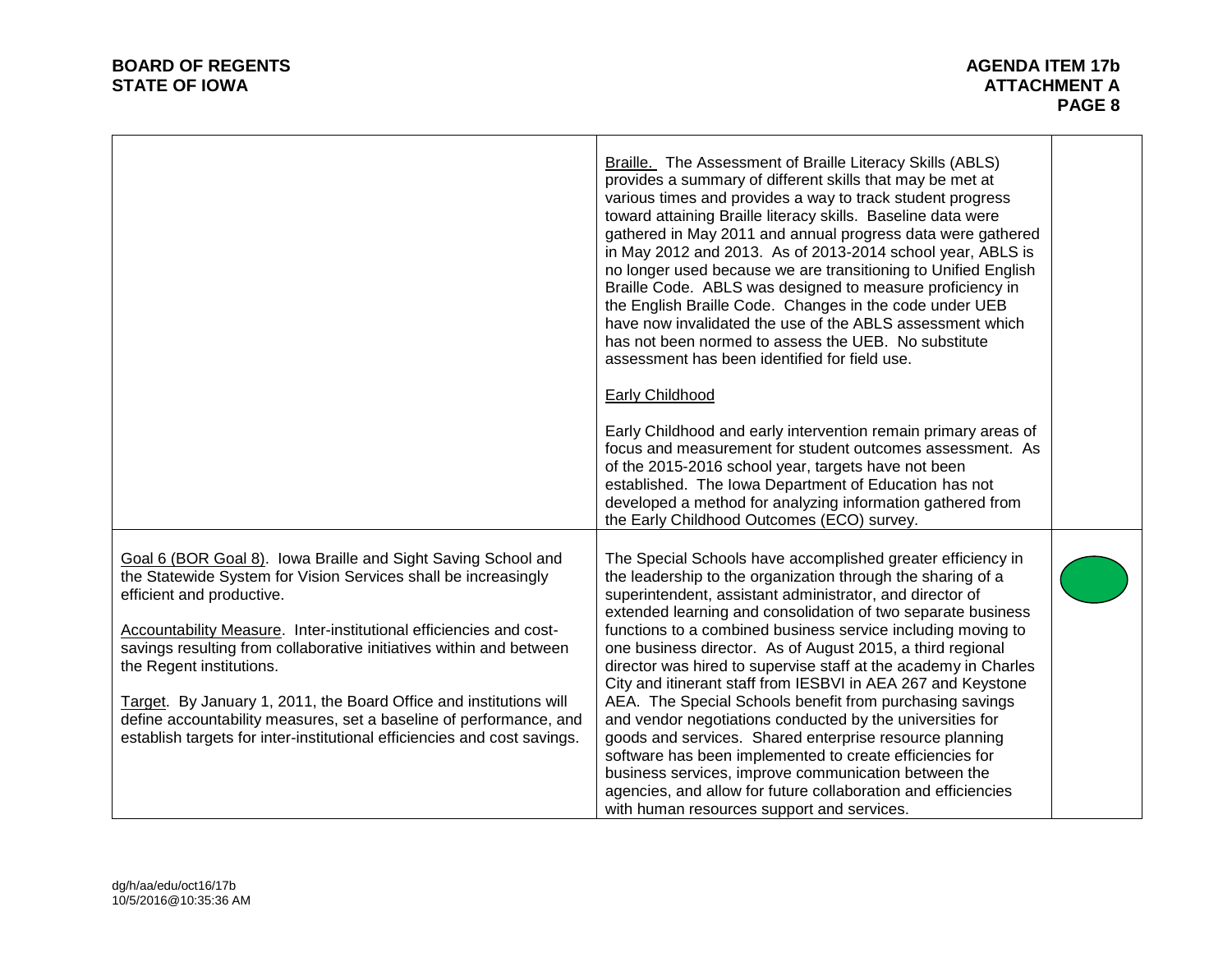| | | |
|---|---|---|
| | Braille. The Assessment of Braille Literacy Skills (ABLS) provides a summary of different skills that may be met at various times and provides a way to track student progress toward attaining Braille literacy skills. Baseline data were gathered in May 2011 and annual progress data were gathered in May 2012 and 2013. As of 2013-2014 school year, ABLS is no longer used because we are transitioning to Unified English Braille Code. ABLS was designed to measure proficiency in the English Braille Code. Changes in the code under UEB have now invalidated the use of the ABLS assessment which has not been normed to assess the UEB. No substitute assessment has been identified for field use.<br><br>Early Childhood<br><br>Early Childhood and early intervention remain primary areas of focus and measurement for student outcomes assessment. As of the 2015-2016 school year, targets have not been established. The Iowa Department of Education has not developed a method for analyzing information gathered from the Early Childhood Outcomes (ECO) survey. | |
| Goal 6 (BOR Goal 8). Iowa Braille and Sight Saving School and the Statewide System for Vision Services shall be increasingly efficient and productive.<br><br>Accountability Measure. Inter-institutional efficiencies and cost-savings resulting from collaborative initiatives within and between the Regent institutions.<br><br>Target. By January 1, 2011, the Board Office and institutions will define accountability measures, set a baseline of performance, and establish targets for inter-institutional efficiencies and cost savings. | The Special Schools have accomplished greater efficiency in the leadership to the organization through the sharing of a superintendent, assistant administrator, and director of extended learning and consolidation of two separate business functions to a combined business service including moving to one business director. As of August 2015, a third regional director was hired to supervise staff at the academy in Charles City and itinerant staff from IESBVI in AEA 267 and Keystone AEA. The Special Schools benefit from purchasing savings and vendor negotiations conducted by the universities for goods and services. Shared enterprise resource planning software has been implemented to create efficiencies for business services, improve communication between the agencies, and allow for future collaboration and efficiencies with human resources support and services. | (green) |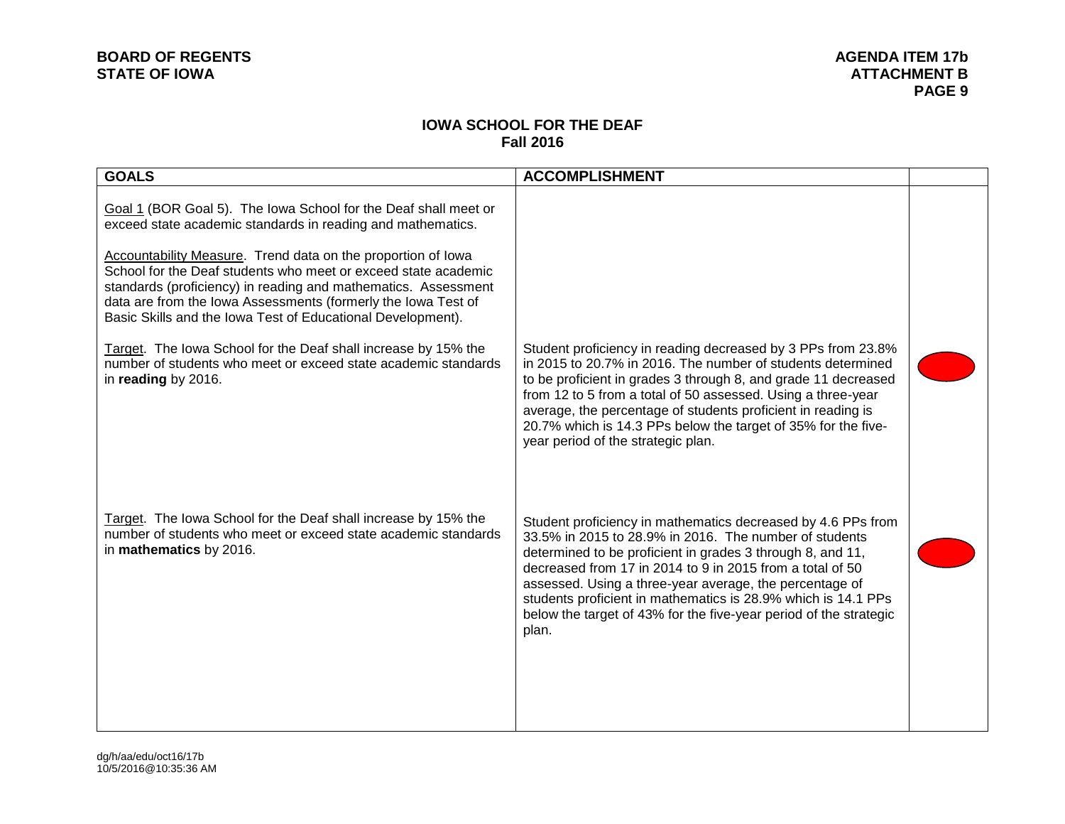## IOWA SCHOOL FOR THE DEAF
## Fall 2016

| GOALS | ACCOMPLISHMENT | |
|---|---|---|
| Goal 1 (BOR Goal 5). The Iowa School for the Deaf shall meet or exceed state academic standards in reading and mathematics.<br><br>Accountability Measure. Trend data on the proportion of Iowa School for the Deaf students who meet or exceed state academic standards (proficiency) in reading and mathematics. Assessment data are from the Iowa Assessments (formerly the Iowa Test of Basic Skills and the Iowa Test of Educational Development). | | |
| Target. The Iowa School for the Deaf shall increase by 15% the number of students who meet or exceed state academic standards in **reading** by 2016. | Student proficiency in reading decreased by 3 PPs from 23.8% in 2015 to 20.7% in 2016. The number of students determined to be proficient in grades 3 through 8, and grade 11 decreased from 12 to 5 from a total of 50 assessed. Using a three-year average, the percentage of students proficient in reading is 20.7% which is 14.3 PPs below the target of 35% for the five-year period of the strategic plan. | (red) |
| Target. The Iowa School for the Deaf shall increase by 15% the number of students who meet or exceed state academic standards in **mathematics** by 2016. | Student proficiency in mathematics decreased by 4.6 PPs from 33.5% in 2015 to 28.9% in 2016. The number of students determined to be proficient in grades 3 through 8, and 11, decreased from 17 in 2014 to 9 in 2015 from a total of 50 assessed. Using a three-year average, the percentage of students proficient in mathematics is 28.9% which is 14.1 PPs below the target of 43% for the five-year period of the strategic plan. | (red) |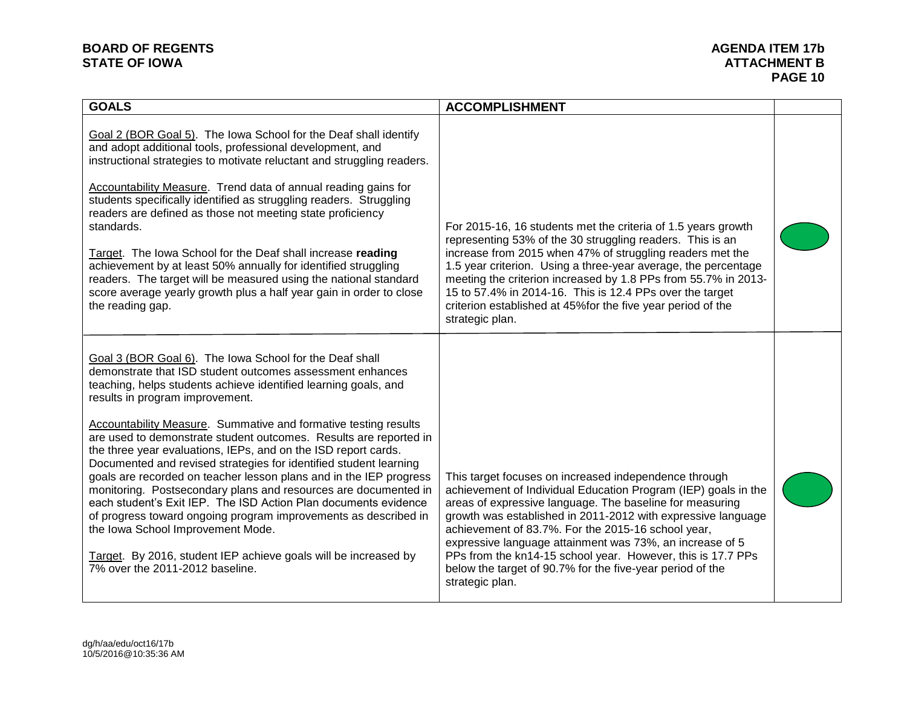| GOALS | ACCOMPLISHMENT | |
|---|---|---|
| Goal 2 (BOR Goal 5). The Iowa School for the Deaf shall identify and adopt additional tools, professional development, and instructional strategies to motivate reluctant and struggling readers.<br><br>Accountability Measure. Trend data of annual reading gains for students specifically identified as struggling readers. Struggling readers are defined as those not meeting state proficiency standards.<br><br>Target. The Iowa School for the Deaf shall increase **reading** achievement by at least 50% annually for identified struggling readers. The target will be measured using the national standard score average yearly growth plus a half year gain in order to close the reading gap. | For 2015-16, 16 students met the criteria of 1.5 years growth representing 53% of the 30 struggling readers. This is an increase from 2015 when 47% of struggling readers met the 1.5 year criterion. Using a three-year average, the percentage meeting the criterion increased by 1.8 PPs from 55.7% in 2013-15 to 57.4% in 2014-16. This is 12.4 PPs over the target criterion established at 45%for the five year period of the strategic plan. | |
| Goal 3 (BOR Goal 6). The Iowa School for the Deaf shall demonstrate that ISD student outcomes assessment enhances teaching, helps students achieve identified learning goals, and results in program improvement.<br><br>Accountability Measure. Summative and formative testing results are used to demonstrate student outcomes. Results are reported in the three year evaluations, IEPs, and on the ISD report cards. Documented and revised strategies for identified student learning goals are recorded on teacher lesson plans and in the IEP progress monitoring. Postsecondary plans and resources are documented in each student's Exit IEP. The ISD Action Plan documents evidence of progress toward ongoing program improvements as described in the Iowa School Improvement Mode.<br><br>Target. By 2016, student IEP achieve goals will be increased by 7% over the 2011-2012 baseline. | This target focuses on increased independence through achievement of Individual Education Program (IEP) goals in the areas of expressive language. The baseline for measuring growth was established in 2011-2012 with expressive language achievement of 83.7%. For the 2015-16 school year, expressive language attainment was 73%, an increase of 5 PPs from the kn14-15 school year. However, this is 17.7 PPs below the target of 90.7% for the five-year period of the strategic plan. | |

dg/h/aa/edu/oct16/17b
10/5/2016@10:35:36 AM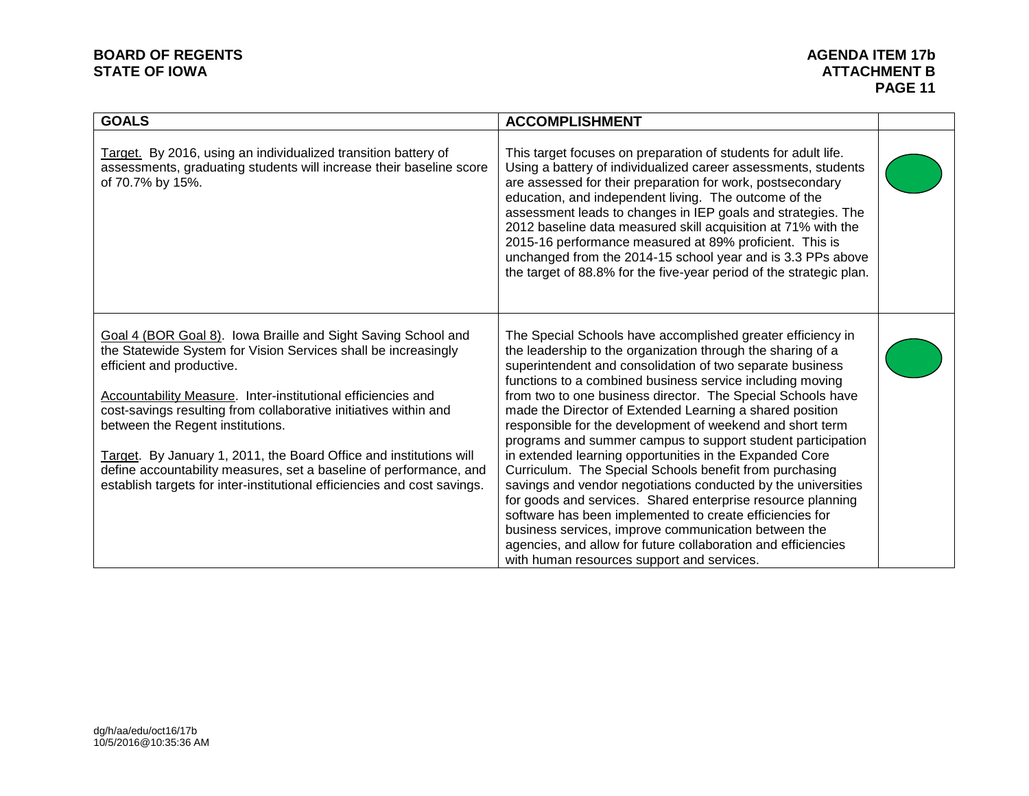| GOALS | ACCOMPLISHMENT | |
|---|---|---|
| Target. By 2016, using an individualized transition battery of assessments, graduating students will increase their baseline score of 70.7% by 15%. | This target focuses on preparation of students for adult life. Using a battery of individualized career assessments, students are assessed for their preparation for work, postsecondary education, and independent living. The outcome of the assessment leads to changes in IEP goals and strategies. The 2012 baseline data measured skill acquisition at 71% with the 2015-16 performance measured at 89% proficient. This is unchanged from the 2014-15 school year and is 3.3 PPs above the target of 88.8% for the five-year period of the strategic plan. | |
| Goal 4 (BOR Goal 8). Iowa Braille and Sight Saving School and the Statewide System for Vision Services shall be increasingly efficient and productive.<br><br>Accountability Measure. Inter-institutional efficiencies and cost-savings resulting from collaborative initiatives within and between the Regent institutions.<br><br>Target. By January 1, 2011, the Board Office and institutions will define accountability measures, set a baseline of performance, and establish targets for inter-institutional efficiencies and cost savings. | The Special Schools have accomplished greater efficiency in the leadership to the organization through the sharing of a superintendent and consolidation of two separate business functions to a combined business service including moving from two to one business director. The Special Schools have made the Director of Extended Learning a shared position responsible for the development of weekend and short term programs and summer campus to support student participation in extended learning opportunities in the Expanded Core Curriculum. The Special Schools benefit from purchasing savings and vendor negotiations conducted by the universities for goods and services. Shared enterprise resource planning software has been implemented to create efficiencies for business services, improve communication between the agencies, and allow for future collaboration and efficiencies with human resources support and services. | |

dg/h/aa/edu/oct16/17b
10/5/2016@10:35:36 AM